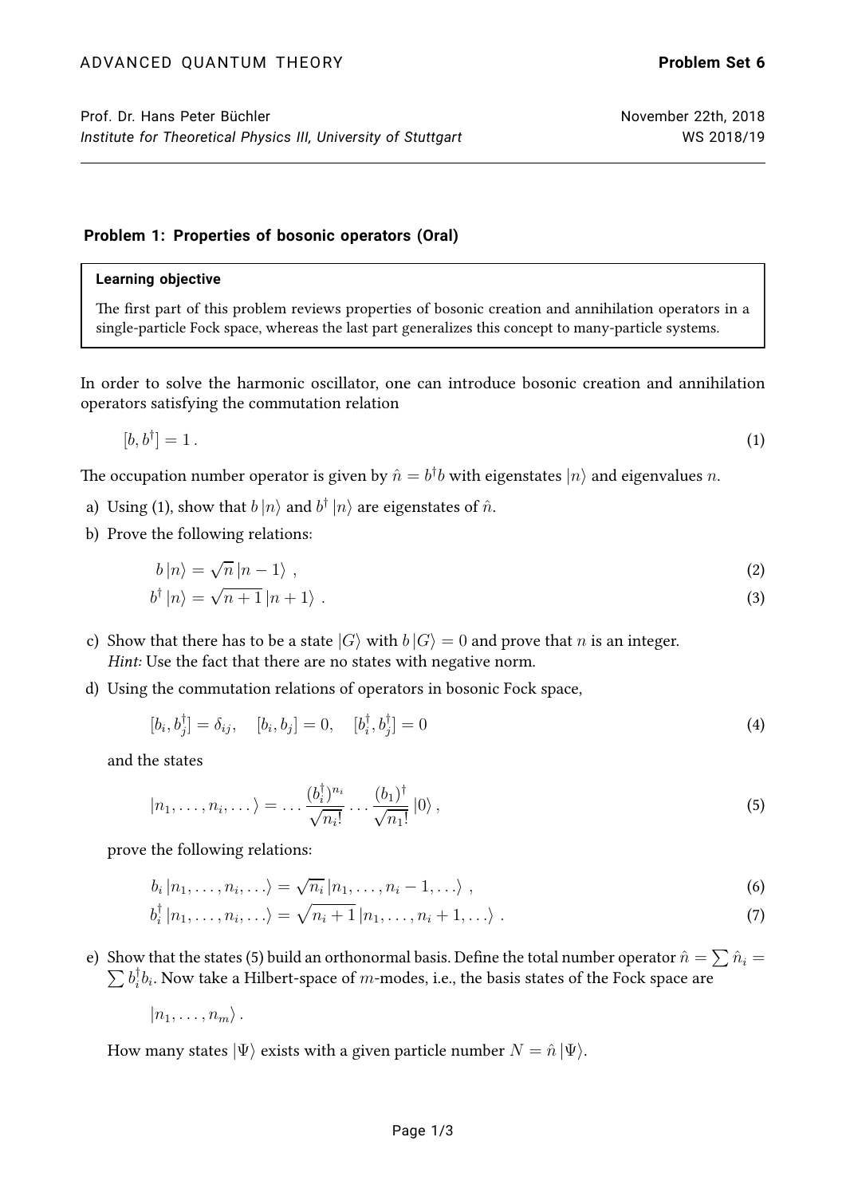ADVANCED QUANTUM THEORY **Problem Set 6**

Prof. Dr. Hans Peter Büchler November 22th, 2018
*Institute for Theoretical Physics III, University of Stuttgart* WS 2018/19

---

### Problem 1: Properties of bosonic operators (Oral)

> **Learning objective**
>
> The first part of this problem reviews properties of bosonic creation and annihilation operators in a single-particle Fock space, whereas the last part generalizes this concept to many-particle systems.

In order to solve the harmonic oscillator, one can introduce bosonic creation and annihilation operators satisfying the commutation relation

$$[b, b^\dagger] = 1\,. \tag{1}$$

The occupation number operator is given by $\hat{n} = b^\dagger b$ with eigenstates $|n\rangle$ and eigenvalues $n$.

a) Using (1), show that $b\,|n\rangle$ and $b^\dagger\,|n\rangle$ are eigenstates of $\hat{n}$.

b) Prove the following relations:

$$b\,|n\rangle = \sqrt{n}\,|n-1\rangle\ , \tag{2}$$

$$b^\dagger\,|n\rangle = \sqrt{n+1}\,|n+1\rangle\ . \tag{3}$$

c) Show that there has to be a state $|G\rangle$ with $b\,|G\rangle = 0$ and prove that $n$ is an integer.
*Hint:* Use the fact that there are no states with negative norm.

d) Using the commutation relations of operators in bosonic Fock space,

$$[b_i, b_j^\dagger] = \delta_{ij}, \quad [b_i, b_j] = 0, \quad [b_i^\dagger, b_j^\dagger] = 0 \tag{4}$$

and the states

$$|n_1, \ldots, n_i, \ldots\rangle = \ldots \frac{(b_i^\dagger)^{n_i}}{\sqrt{n_i!}} \ldots \frac{(b_1)^\dagger}{\sqrt{n_1!}}\,|0\rangle\,, \tag{5}$$

prove the following relations:

$$b_i\,|n_1, \ldots, n_i, \ldots\rangle = \sqrt{n_i}\,|n_1, \ldots, n_i - 1, \ldots\rangle\ , \tag{6}$$

$$b_i^\dagger\,|n_1, \ldots, n_i, \ldots\rangle = \sqrt{n_i+1}\,|n_1, \ldots, n_i + 1, \ldots\rangle\ . \tag{7}$$

e) Show that the states (5) build an orthonormal basis. Define the total number operator $\hat{n} = \sum \hat{n}_i = \sum b_i^\dagger b_i$. Now take a Hilbert-space of $m$-modes, i.e., the basis states of the Fock space are

$$|n_1, \ldots, n_m\rangle\,.$$

How many states $|\Psi\rangle$ exists with a given particle number $N = \hat{n}\,|\Psi\rangle$.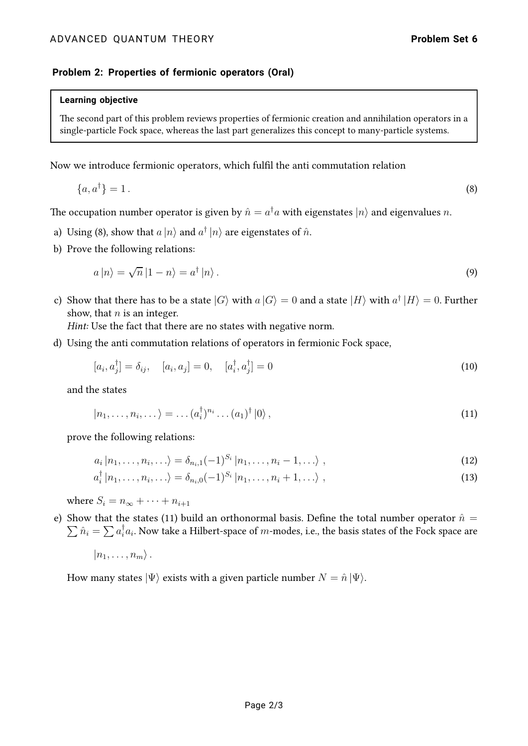### Problem 2: Properties of fermionic operators (Oral)

> **Learning objective**
>
> The second part of this problem reviews properties of fermionic creation and annihilation operators in a single-particle Fock space, whereas the last part generalizes this concept to many-particle systems.

Now we introduce fermionic operators, which fulfil the anti commutation relation

$$\{a, a^\dagger\} = 1\,. \tag{8}$$

The occupation number operator is given by $\hat{n} = a^\dagger a$ with eigenstates $|n\rangle$ and eigenvalues $n$.

a) Using (8), show that $a\,|n\rangle$ and $a^\dagger\,|n\rangle$ are eigenstates of $\hat{n}$.

b) Prove the following relations:

$$a\,|n\rangle = \sqrt{n}\,|1-n\rangle = a^\dagger\,|n\rangle\,. \tag{9}$$

c) Show that there has to be a state $|G\rangle$ with $a\,|G\rangle = 0$ and a state $|H\rangle$ with $a^\dagger\,|H\rangle = 0$. Further show, that $n$ is an integer.
*Hint:* Use the fact that there are no states with negative norm.

d) Using the anti commutation relations of operators in fermionic Fock space,

$$[a_i, a_j^\dagger] = \delta_{ij}, \quad [a_i, a_j] = 0, \quad [a_i^\dagger, a_j^\dagger] = 0 \tag{10}$$

and the states

$$|n_1, \ldots, n_i, \ldots\rangle = \ldots (a_i^\dagger)^{n_i} \ldots (a_1)^\dagger\,|0\rangle\,, \tag{11}$$

prove the following relations:

$$a_i\,|n_1, \ldots, n_i, \ldots\rangle = \delta_{n_i,1}(-1)^{S_i}\,|n_1, \ldots, n_i - 1, \ldots\rangle\,, \tag{12}$$

$$a_i^\dagger\,|n_1, \ldots, n_i, \ldots\rangle = \delta_{n_i,0}(-1)^{S_i}\,|n_1, \ldots, n_i + 1, \ldots\rangle\,, \tag{13}$$

where $S_i = n_\infty + \cdots + n_{i+1}$

e) Show that the states (11) build an orthonormal basis. Define the total number operator $\hat{n} = \sum \hat{n}_i = \sum a_i^\dagger a_i$. Now take a Hilbert-space of $m$-modes, i.e., the basis states of the Fock space are

$$|n_1, \ldots, n_m\rangle\,.$$

How many states $|\Psi\rangle$ exists with a given particle number $N = \hat{n}\,|\Psi\rangle$.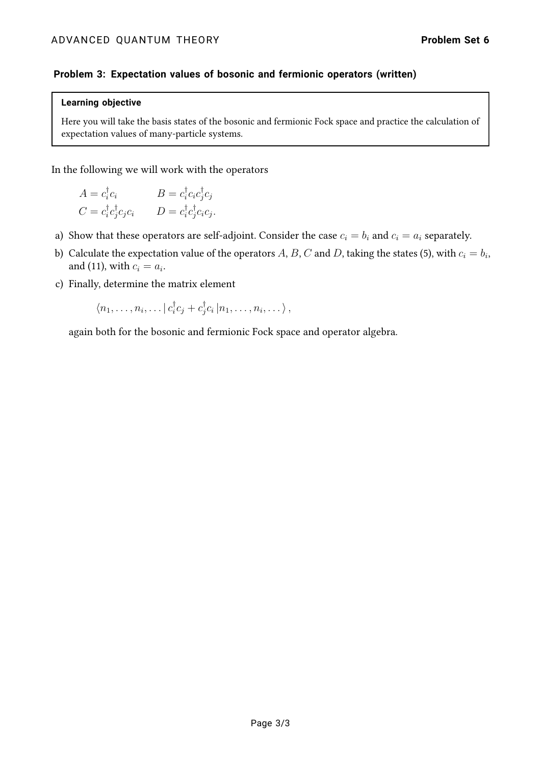### Problem 3: Expectation values of bosonic and fermionic operators (written)

> **Learning objective**
>
> Here you will take the basis states of the bosonic and fermionic Fock space and practice the calculation of expectation values of many-particle systems.

In the following we will work with the operators

$$
\begin{aligned}
A &= c_i^\dagger c_i & B &= c_i^\dagger c_i c_j^\dagger c_j \\
C &= c_i^\dagger c_j^\dagger c_j c_i & D &= c_i^\dagger c_j^\dagger c_i c_j .
\end{aligned}
$$

a) Show that these operators are self-adjoint. Consider the case $c_i = b_i$ and $c_i = a_i$ separately.

b) Calculate the expectation value of the operators $A$, $B$, $C$ and $D$, taking the states (5), with $c_i = b_i$, and (11), with $c_i = a_i$.

c) Finally, determine the matrix element

$$
\langle n_1, \ldots, n_i, \ldots |\, c_i^\dagger c_j + c_j^\dagger c_i \,| n_1, \ldots, n_i, \ldots \rangle ,
$$

again both for the bosonic and fermionic Fock space and operator algebra.